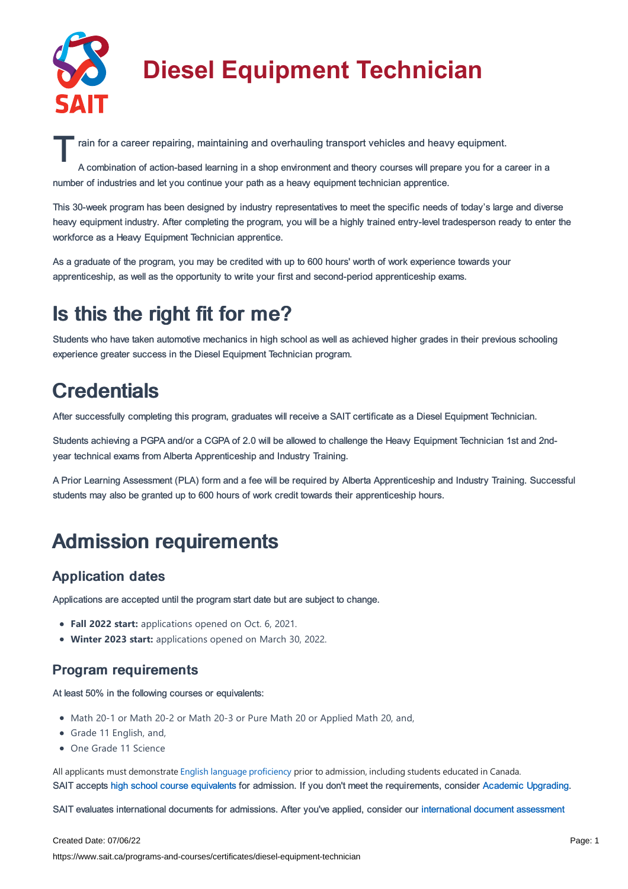# Diesel Equipment Technician

Train for a career repairing, maintaining and overhauling transport vehicles and heavy equipment.

A combination of action-based learning in a shop environment and theory courses will prepare you for a career in a number of industries and let you continue your path as a heavy equipment technician apprentice.

This 30-week program has been designed by industry representatives to meet the specific needs of today's large and diverse heavy equipment industry. After completing the program, you will be a highly trained entry-level tradesperson ready to enter the workforce as a Heavy Equipment Technician apprentice.

As a graduate of the program, you may be credited with up to 600 hours' worth of work experience towards your apprenticeship, as well as the opportunity to write your first and second-period apprenticeship exams.

# Is this the right fit for me?

Students who have taken automotive mechanics in high school as well as achieved higher grades in their previous schooling experience greater success in the Diesel Equipment Technician program.

# Credentials

After successfully completing this program, graduates will receive a SAIT certificate as a Diesel Equipment Technician.

Students achieving a PGPA and/or a CGPA of 2.0 will be allowed to challenge the Heavy Equipment Technician 1st and 2nd-year technical exams from Alberta Apprenticeship and Industry Training.

A Prior Learning Assessment (PLA) form and a fee will be required by Alberta Apprenticeship and Industry Training. Successful students may also be granted up to 600 hours of work credit towards their apprenticeship hours.

# Admission requirements

## Application dates

Applications are accepted until the program start date but are subject to change.

- **Fall 2022 start:** applications opened on Oct. 6, 2021.
- **Winter 2023 start:** applications opened on March 30, 2022.

## Program requirements

At least 50% in the following courses or equivalents:

- Math 20-1 or Math 20-2 or Math 20-3 or Pure Math 20 or Applied Math 20, and,
- Grade 11 English, and,
- One Grade 11 Science

All applicants must demonstrate English language proficiency prior to admission, including students educated in Canada.
SAIT accepts high school course equivalents for admission. If you don't meet the requirements, consider Academic Upgrading.

SAIT evaluates international documents for admissions. After you've applied, consider our international document assessment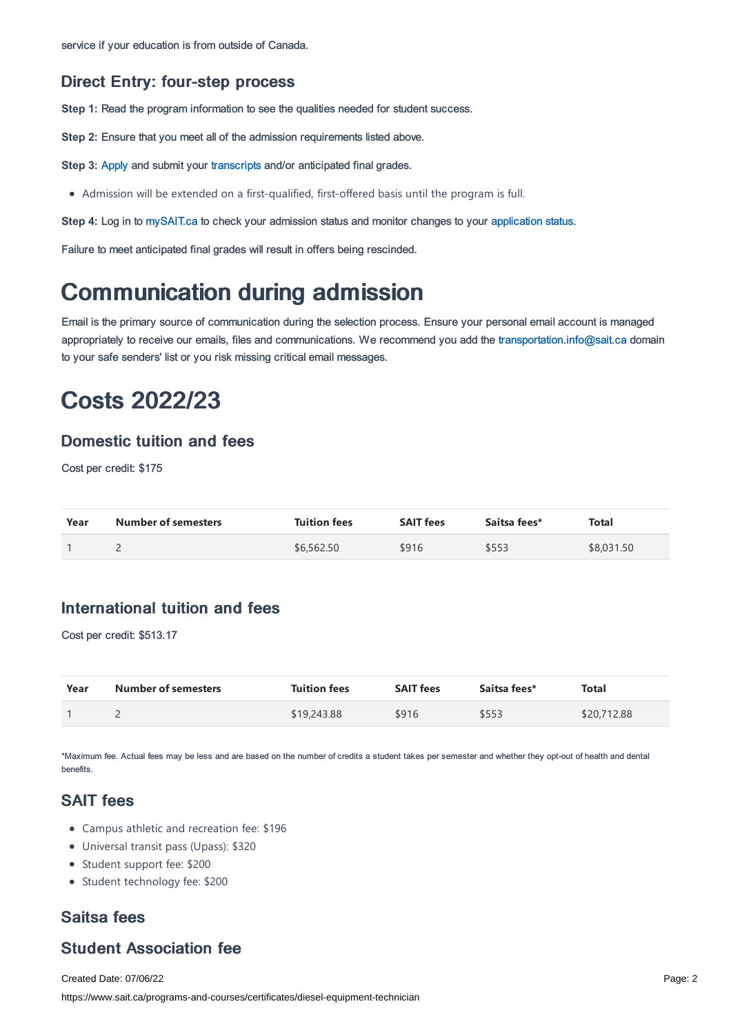service if your education is from outside of Canada.

### Direct Entry: four-step process

**Step 1:** Read the program information to see the qualities needed for student success.

**Step 2:** Ensure that you meet all of the admission requirements listed above.

**Step 3:** Apply and submit your transcripts and/or anticipated final grades.

- Admission will be extended on a first-qualified, first-offered basis until the program is full.

**Step 4:** Log in to mySAIT.ca to check your admission status and monitor changes to your application status.

Failure to meet anticipated final grades will result in offers being rescinded.

# Communication during admission

Email is the primary source of communication during the selection process. Ensure your personal email account is managed appropriately to receive our emails, files and communications. We recommend you add the transportation.info@sait.ca domain to your safe senders' list or you risk missing critical email messages.

# Costs 2022/23

### Domestic tuition and fees

Cost per credit: $175

| Year | Number of semesters | Tuition fees | SAIT fees | Saitsa fees* | Total |
|---|---|---|---|---|---|
| 1 | 2 | $6,562.50 | $916 | $553 | $8,031.50 |

### International tuition and fees

Cost per credit: $513.17

| Year | Number of semesters | Tuition fees | SAIT fees | Saitsa fees* | Total |
|---|---|---|---|---|---|
| 1 | 2 | $19,243.88 | $916 | $553 | $20,712.88 |

*Maximum fee. Actual fees may be less and are based on the number of credits a student takes per semester and whether they opt-out of health and dental benefits.

### SAIT fees

- Campus athletic and recreation fee: $196
- Universal transit pass (Upass): $320
- Student support fee: $200
- Student technology fee: $200

### Saitsa fees

### Student Association fee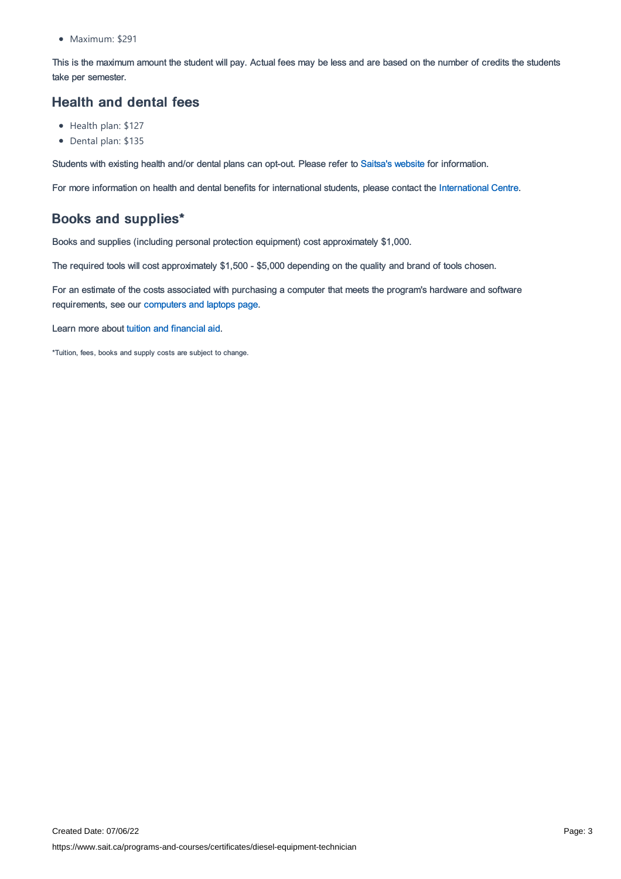- Maximum: $291

This is the maximum amount the student will pay. Actual fees may be less and are based on the number of credits the students take per semester.

## Health and dental fees

- Health plan: $127
- Dental plan: $135

Students with existing health and/or dental plans can opt-out. Please refer to Saitsa's website for information.

For more information on health and dental benefits for international students, please contact the International Centre.

## Books and supplies*

Books and supplies (including personal protection equipment) cost approximately $1,000.

The required tools will cost approximately $1,500 - $5,000 depending on the quality and brand of tools chosen.

For an estimate of the costs associated with purchasing a computer that meets the program's hardware and software requirements, see our computers and laptops page.

Learn more about tuition and financial aid.

*Tuition, fees, books and supply costs are subject to change.